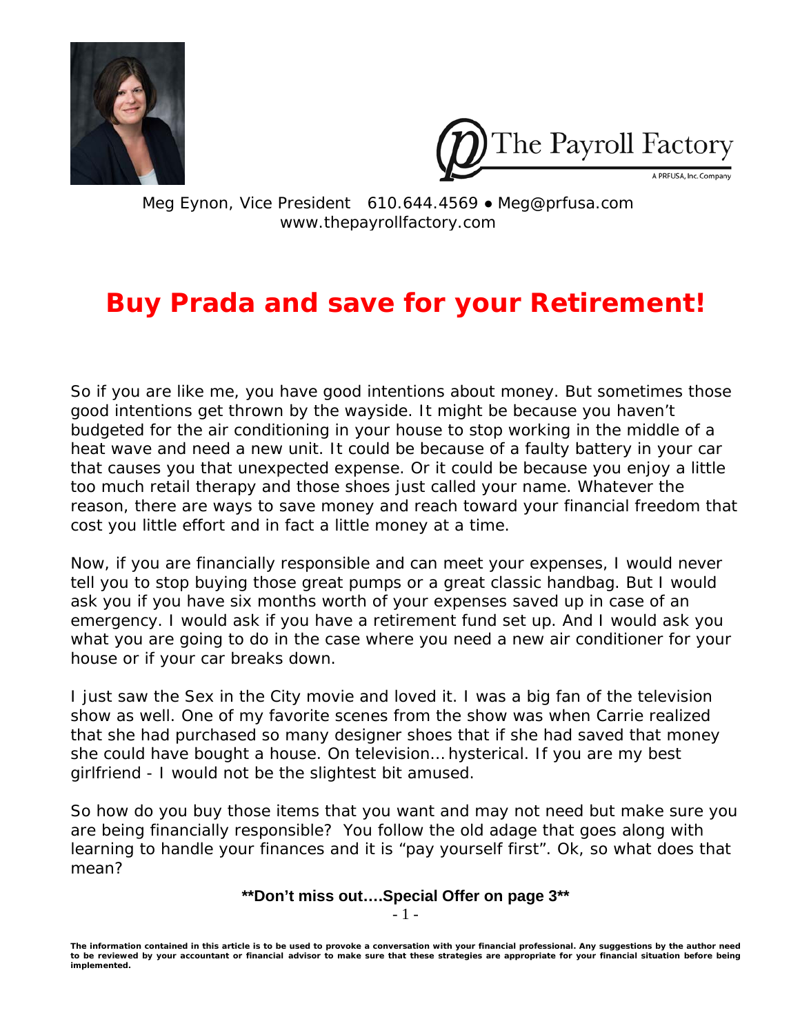The Payroll Factory

A PRFUSA, Inc. Company

Meg Eynon, Vice President 610.644.4569 ● Meg@prfusa.com
www.thepayrollfactory.com

# Buy Prada and save for your Retirement!

So if you are like me, you have good intentions about money. But sometimes those good intentions get thrown by the wayside. It might be because you haven't budgeted for the air conditioning in your house to stop working in the middle of a heat wave and need a new unit. It could be because of a faulty battery in your car that causes you that unexpected expense. Or it could be because you enjoy a little too much retail therapy and those shoes just called your name. Whatever the reason, there are ways to save money and reach toward your financial freedom that cost you little effort and in fact a little money at a time.

Now, if you are financially responsible and can meet your expenses, I would never tell you to stop buying those great pumps or a great classic handbag. But I would ask you if you have six months worth of your expenses saved up in case of an emergency. I would ask if you have a retirement fund set up. And I would ask you what you are going to do in the case where you need a new air conditioner for your house or if your car breaks down.

I just saw the Sex in the City movie and loved it. I was a big fan of the television show as well. One of my favorite scenes from the show was when Carrie realized that she had purchased so many designer shoes that if she had saved that money she could have bought a house. On television… hysterical. If you are my best girlfriend - I would not be the slightest bit amused.

So how do you buy those items that you want and may not need but make sure you are being financially responsible? You follow the old adage that goes along with learning to handle your finances and it is "pay yourself first". Ok, so what does that mean?

**\*\*Don't miss out….Special Offer on page 3\*\***

**The information contained in this article is to be used to provoke a conversation with your financial professional. Any suggestions by the author need to be reviewed by your accountant or financial advisor to make sure that these strategies are appropriate for your financial situation before being implemented.**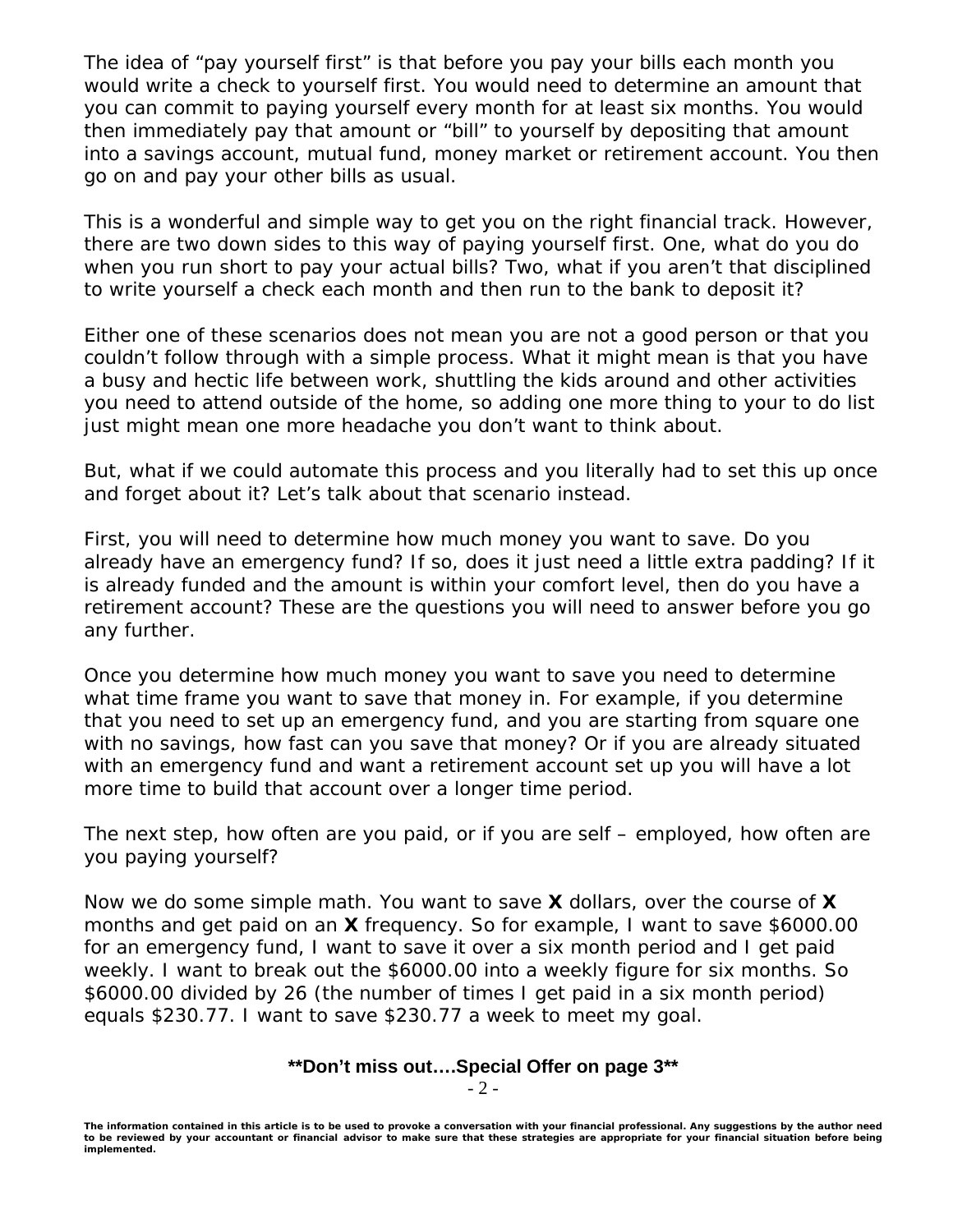The idea of "pay yourself first" is that before you pay your bills each month you would write a check to yourself first. You would need to determine an amount that you can commit to paying yourself every month for at least six months. You would then immediately pay that amount or "bill" to yourself by depositing that amount into a savings account, mutual fund, money market or retirement account. You then go on and pay your other bills as usual.

This is a wonderful and simple way to get you on the right financial track. However, there are two down sides to this way of paying yourself first. One, what do you do when you run short to pay your actual bills? Two, what if you aren't that disciplined to write yourself a check each month and then run to the bank to deposit it?

Either one of these scenarios does not mean you are not a good person or that you couldn't follow through with a simple process. What it might mean is that you have a busy and hectic life between work, shuttling the kids around and other activities you need to attend outside of the home, so adding one more thing to your to do list just might mean one more headache you don't want to think about.

But, what if we could automate this process and you literally had to set this up once and forget about it? Let's talk about that scenario instead.

First, you will need to determine how much money you want to save. Do you already have an emergency fund? If so, does it just need a little extra padding? If it is already funded and the amount is within your comfort level, then do you have a retirement account? These are the questions you will need to answer before you go any further.

Once you determine how much money you want to save you need to determine what time frame you want to save that money in. For example, if you determine that you need to set up an emergency fund, and you are starting from square one with no savings, how fast can you save that money? Or if you are already situated with an emergency fund and want a retirement account set up you will have a lot more time to build that account over a longer time period.

The next step, how often are you paid, or if you are self – employed, how often are you paying yourself?

Now we do some simple math. You want to save **X** dollars, over the course of **X** months and get paid on an **X** frequency. So for example, I want to save $6000.00 for an emergency fund, I want to save it over a six month period and I get paid weekly. I want to break out the $6000.00 into a weekly figure for six months. So $6000.00 divided by 26 (the number of times I get paid in a six month period) equals $230.77. I want to save $230.77 a week to meet my goal.

**\*\*Don't miss out….Special Offer on page 3\*\***

**The information contained in this article is to be used to provoke a conversation with your financial professional. Any suggestions by the author need to be reviewed by your accountant or financial advisor to make sure that these strategies are appropriate for your financial situation before being implemented.**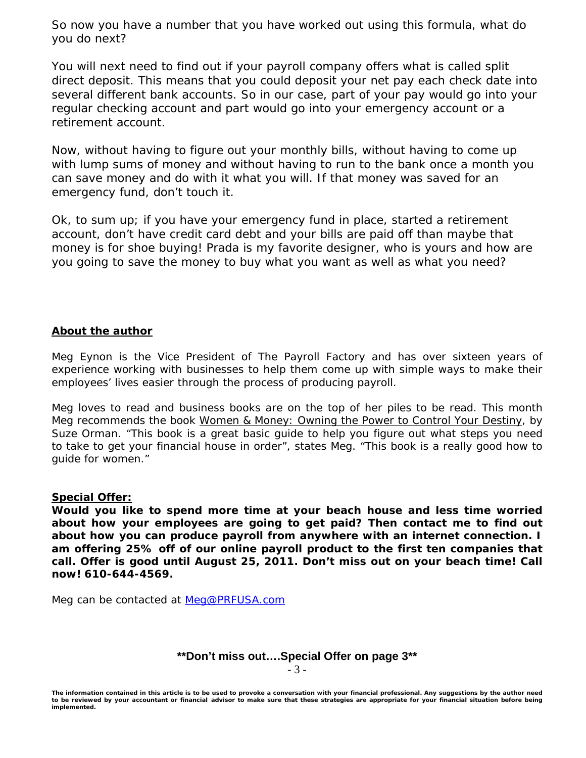So now you have a number that you have worked out using this formula, what do you do next?

You will next need to find out if your payroll company offers what is called split direct deposit. This means that you could deposit your net pay each check date into several different bank accounts. So in our case, part of your pay would go into your regular checking account and part would go into your emergency account or a retirement account.

Now, without having to figure out your monthly bills, without having to come up with lump sums of money and without having to run to the bank once a month you can save money and do with it what you will. If that money was saved for an emergency fund, don't touch it.

Ok, to sum up; if you have your emergency fund in place, started a retirement account, don't have credit card debt and your bills are paid off than maybe that money is for shoe buying! Prada is my favorite designer, who is yours and how are you going to save the money to buy what you want as well as what you need?

## About the author

Meg Eynon is the Vice President of The Payroll Factory and has over sixteen years of experience working with businesses to help them come up with simple ways to make their employees' lives easier through the process of producing payroll.

Meg loves to read and business books are on the top of her piles to be read. This month Meg recommends the book Women & Money: Owning the Power to Control Your Destiny, by Suze Orman. "This book is a great basic guide to help you figure out what steps you need to take to get your financial house in order", states Meg. "This book is a really good how to guide for women."

## Special Offer:

**Would you like to spend more time at your beach house and less time worried about how your employees are going to get paid? Then contact me to find out about how you can produce payroll from anywhere with an internet connection. I am offering 25% off of our online payroll product to the first ten companies that call. Offer is good until August 25, 2011. Don't miss out on your beach time! Call now! 610-644-4569.**

Meg can be contacted at Meg@PRFUSA.com

**\*\*Don't miss out….Special Offer on page 3\*\***

*The information contained in this article is to be used to provoke a conversation with your financial professional. Any suggestions by the author need to be reviewed by your accountant or financial advisor to make sure that these strategies are appropriate for your financial situation before being implemented.*